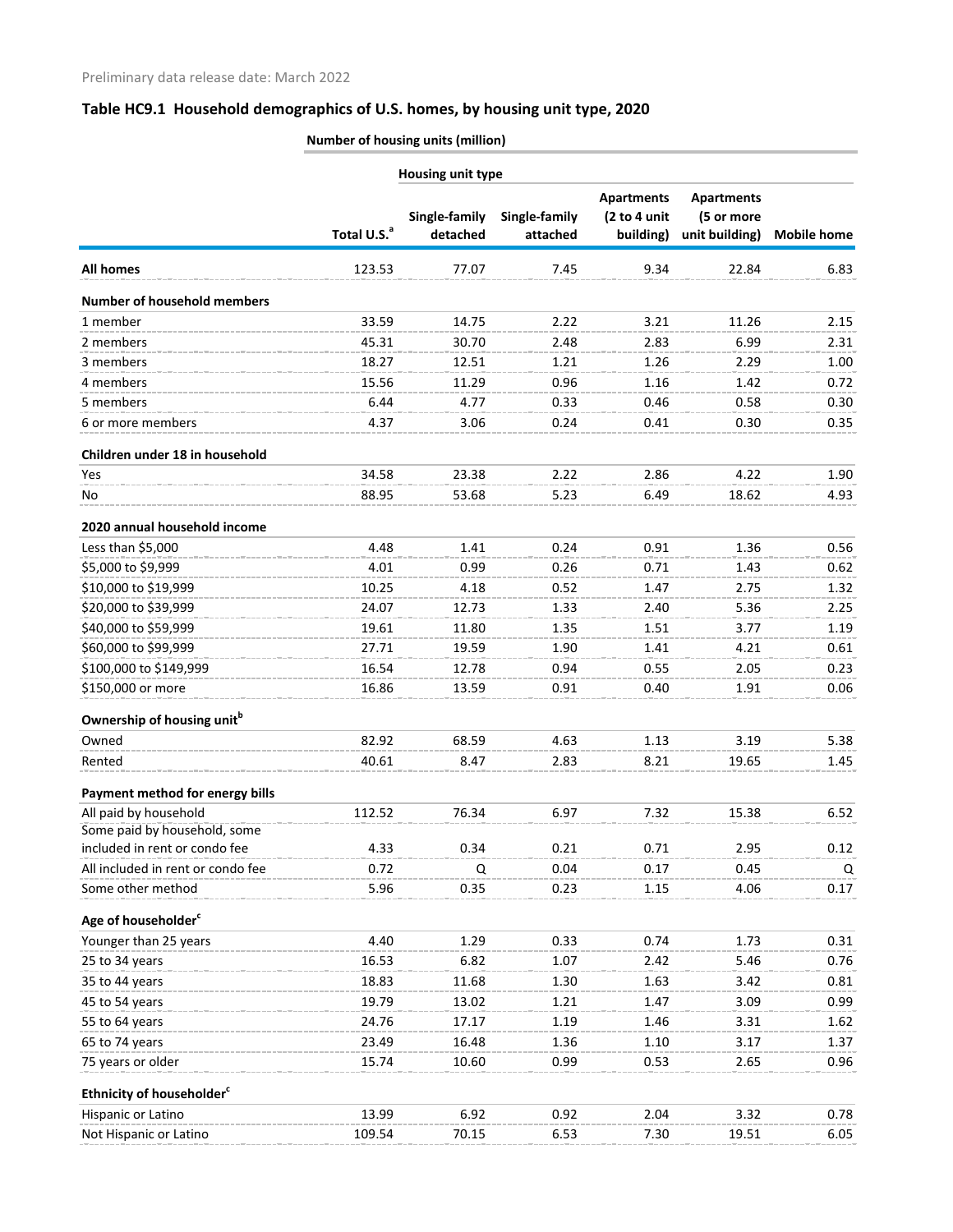Preliminary data release date: March 2022

## Table HC9.1 Household demographics of U.S. homes, by housing unit type, 2020

| | Number of housing units (million) | | | | | |
|---|---|---|---|---|---|---|
| | | Housing unit type | | | | |
| | Total U.S.[a] | Single-family detached | Single-family attached | Apartments (2 to 4 unit building) | Apartments (5 or more unit building) | Mobile home |
| **All homes** | 123.53 | 77.07 | 7.45 | 9.34 | 22.84 | 6.83 |
| **Number of household members** | | | | | | |
| 1 member | 33.59 | 14.75 | 2.22 | 3.21 | 11.26 | 2.15 |
| 2 members | 45.31 | 30.70 | 2.48 | 2.83 | 6.99 | 2.31 |
| 3 members | 18.27 | 12.51 | 1.21 | 1.26 | 2.29 | 1.00 |
| 4 members | 15.56 | 11.29 | 0.96 | 1.16 | 1.42 | 0.72 |
| 5 members | 6.44 | 4.77 | 0.33 | 0.46 | 0.58 | 0.30 |
| 6 or more members | 4.37 | 3.06 | 0.24 | 0.41 | 0.30 | 0.35 |
| **Children under 18 in household** | | | | | | |
| Yes | 34.58 | 23.38 | 2.22 | 2.86 | 4.22 | 1.90 |
| No | 88.95 | 53.68 | 5.23 | 6.49 | 18.62 | 4.93 |
| **2020 annual household income** | | | | | | |
| Less than $5,000 | 4.48 | 1.41 | 0.24 | 0.91 | 1.36 | 0.56 |
| $5,000 to $9,999 | 4.01 | 0.99 | 0.26 | 0.71 | 1.43 | 0.62 |
| $10,000 to $19,999 | 10.25 | 4.18 | 0.52 | 1.47 | 2.75 | 1.32 |
| $20,000 to $39,999 | 24.07 | 12.73 | 1.33 | 2.40 | 5.36 | 2.25 |
| $40,000 to $59,999 | 19.61 | 11.80 | 1.35 | 1.51 | 3.77 | 1.19 |
| $60,000 to $99,999 | 27.71 | 19.59 | 1.90 | 1.41 | 4.21 | 0.61 |
| $100,000 to $149,999 | 16.54 | 12.78 | 0.94 | 0.55 | 2.05 | 0.23 |
| $150,000 or more | 16.86 | 13.59 | 0.91 | 0.40 | 1.91 | 0.06 |
| **Ownership of housing unit[b]** | | | | | | |
| Owned | 82.92 | 68.59 | 4.63 | 1.13 | 3.19 | 5.38 |
| Rented | 40.61 | 8.47 | 2.83 | 8.21 | 19.65 | 1.45 |
| **Payment method for energy bills** | | | | | | |
| All paid by household | 112.52 | 76.34 | 6.97 | 7.32 | 15.38 | 6.52 |
| Some paid by household, some included in rent or condo fee | 4.33 | 0.34 | 0.21 | 0.71 | 2.95 | 0.12 |
| All included in rent or condo fee | 0.72 | Q | 0.04 | 0.17 | 0.45 | Q |
| Some other method | 5.96 | 0.35 | 0.23 | 1.15 | 4.06 | 0.17 |
| **Age of householder[c]** | | | | | | |
| Younger than 25 years | 4.40 | 1.29 | 0.33 | 0.74 | 1.73 | 0.31 |
| 25 to 34 years | 16.53 | 6.82 | 1.07 | 2.42 | 5.46 | 0.76 |
| 35 to 44 years | 18.83 | 11.68 | 1.30 | 1.63 | 3.42 | 0.81 |
| 45 to 54 years | 19.79 | 13.02 | 1.21 | 1.47 | 3.09 | 0.99 |
| 55 to 64 years | 24.76 | 17.17 | 1.19 | 1.46 | 3.31 | 1.62 |
| 65 to 74 years | 23.49 | 16.48 | 1.36 | 1.10 | 3.17 | 1.37 |
| 75 years or older | 15.74 | 10.60 | 0.99 | 0.53 | 2.65 | 0.96 |
| **Ethnicity of householder[c]** | | | | | | |
| Hispanic or Latino | 13.99 | 6.92 | 0.92 | 2.04 | 3.32 | 0.78 |
| Not Hispanic or Latino | 109.54 | 70.15 | 6.53 | 7.30 | 19.51 | 6.05 |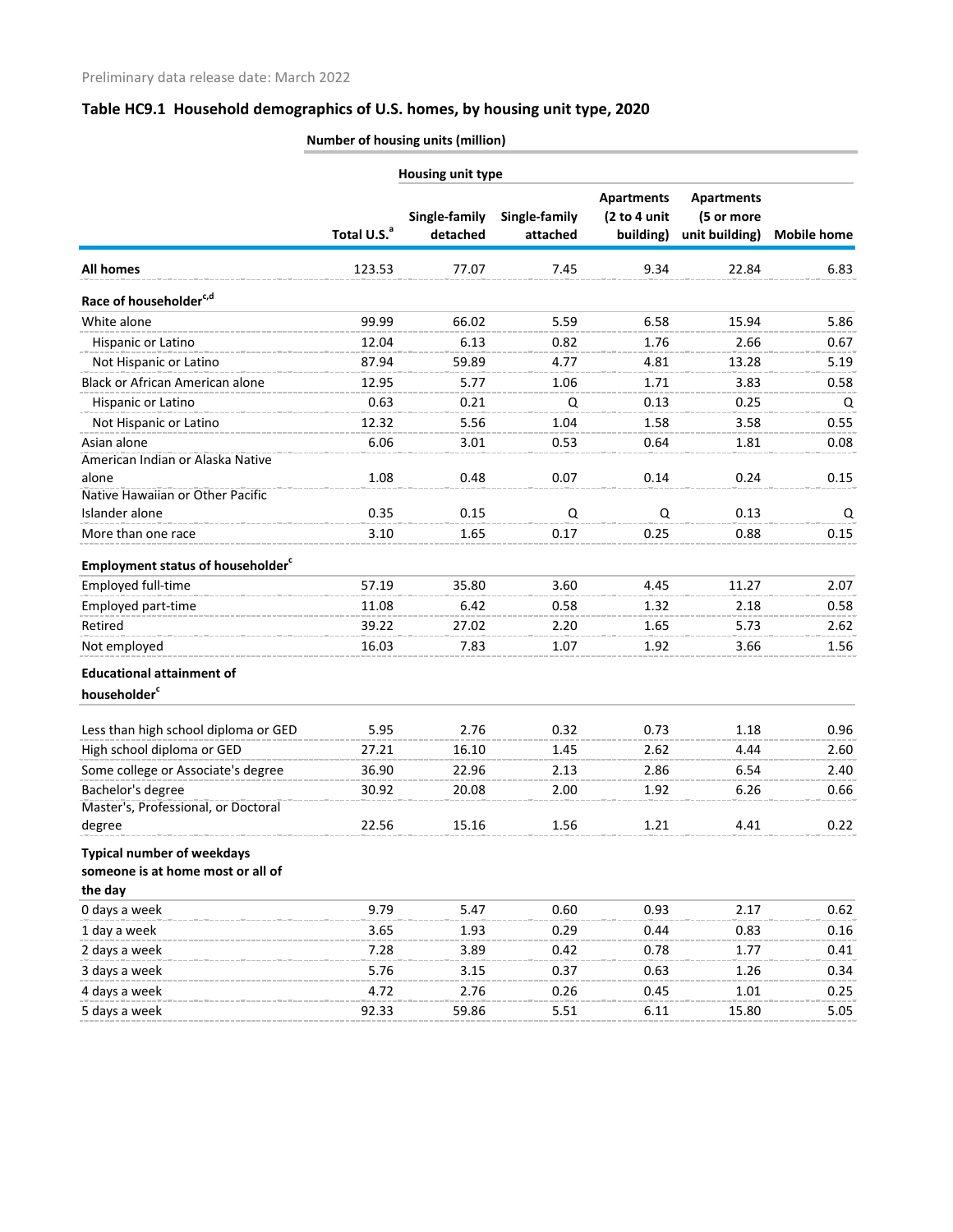Preliminary data release date: March 2022

## Table HC9.1 Household demographics of U.S. homes, by housing unit type, 2020

| | Number of housing units (million) | | | | | |
|---|---|---|---|---|---|---|
| | | Housing unit type | | | | |
| | Total U.S.[a] | Single-family detached | Single-family attached | Apartments (2 to 4 unit building) | Apartments (5 or more unit building) | Mobile home |
| **All homes** | 123.53 | 77.07 | 7.45 | 9.34 | 22.84 | 6.83 |
| **Race of householder[c,d]** | | | | | | |
| White alone | 99.99 | 66.02 | 5.59 | 6.58 | 15.94 | 5.86 |
| Hispanic or Latino | 12.04 | 6.13 | 0.82 | 1.76 | 2.66 | 0.67 |
| Not Hispanic or Latino | 87.94 | 59.89 | 4.77 | 4.81 | 13.28 | 5.19 |
| Black or African American alone | 12.95 | 5.77 | 1.06 | 1.71 | 3.83 | 0.58 |
| Hispanic or Latino | 0.63 | 0.21 | Q | 0.13 | 0.25 | Q |
| Not Hispanic or Latino | 12.32 | 5.56 | 1.04 | 1.58 | 3.58 | 0.55 |
| Asian alone | 6.06 | 3.01 | 0.53 | 0.64 | 1.81 | 0.08 |
| American Indian or Alaska Native alone | 1.08 | 0.48 | 0.07 | 0.14 | 0.24 | 0.15 |
| Native Hawaiian or Other Pacific Islander alone | 0.35 | 0.15 | Q | Q | 0.13 | Q |
| More than one race | 3.10 | 1.65 | 0.17 | 0.25 | 0.88 | 0.15 |
| **Employment status of householder[c]** | | | | | | |
| Employed full-time | 57.19 | 35.80 | 3.60 | 4.45 | 11.27 | 2.07 |
| Employed part-time | 11.08 | 6.42 | 0.58 | 1.32 | 2.18 | 0.58 |
| Retired | 39.22 | 27.02 | 2.20 | 1.65 | 5.73 | 2.62 |
| Not employed | 16.03 | 7.83 | 1.07 | 1.92 | 3.66 | 1.56 |
| **Educational attainment of householder[c]** | | | | | | |
| Less than high school diploma or GED | 5.95 | 2.76 | 0.32 | 0.73 | 1.18 | 0.96 |
| High school diploma or GED | 27.21 | 16.10 | 1.45 | 2.62 | 4.44 | 2.60 |
| Some college or Associate's degree | 36.90 | 22.96 | 2.13 | 2.86 | 6.54 | 2.40 |
| Bachelor's degree | 30.92 | 20.08 | 2.00 | 1.92 | 6.26 | 0.66 |
| Master's, Professional, or Doctoral degree | 22.56 | 15.16 | 1.56 | 1.21 | 4.41 | 0.22 |
| **Typical number of weekdays someone is at home most or all of the day** | | | | | | |
| 0 days a week | 9.79 | 5.47 | 0.60 | 0.93 | 2.17 | 0.62 |
| 1 day a week | 3.65 | 1.93 | 0.29 | 0.44 | 0.83 | 0.16 |
| 2 days a week | 7.28 | 3.89 | 0.42 | 0.78 | 1.77 | 0.41 |
| 3 days a week | 5.76 | 3.15 | 0.37 | 0.63 | 1.26 | 0.34 |
| 4 days a week | 4.72 | 2.76 | 0.26 | 0.45 | 1.01 | 0.25 |
| 5 days a week | 92.33 | 59.86 | 5.51 | 6.11 | 15.80 | 5.05 |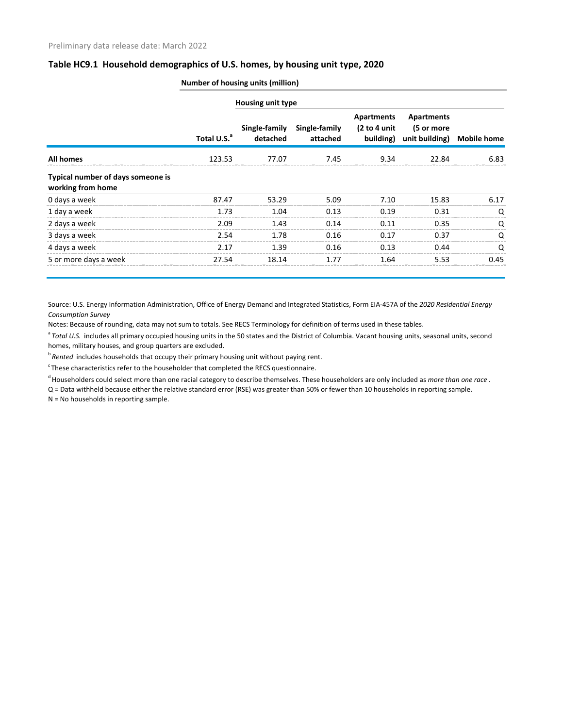Preliminary data release date: March 2022

## Table HC9.1 Household demographics of U.S. homes, by housing unit type, 2020

| | Number of housing units (million) | | | | | |
|---|---|---|---|---|---|---|
| | | Housing unit type | | | | |
| | Total U.S.[a] | Single-family detached | Single-family attached | Apartments (2 to 4 unit building) | Apartments (5 or more unit building) | Mobile home |
| **All homes** | 123.53 | 77.07 | 7.45 | 9.34 | 22.84 | 6.83 |
| **Typical number of days someone is working from home** | | | | | | |
| 0 days a week | 87.47 | 53.29 | 5.09 | 7.10 | 15.83 | 6.17 |
| 1 day a week | 1.73 | 1.04 | 0.13 | 0.19 | 0.31 | Q |
| 2 days a week | 2.09 | 1.43 | 0.14 | 0.11 | 0.35 | Q |
| 3 days a week | 2.54 | 1.78 | 0.16 | 0.17 | 0.37 | Q |
| 4 days a week | 2.17 | 1.39 | 0.16 | 0.13 | 0.44 | Q |
| 5 or more days a week | 27.54 | 18.14 | 1.77 | 1.64 | 5.53 | 0.45 |

Source: U.S. Energy Information Administration, Office of Energy Demand and Integrated Statistics, Form EIA-457A of the *2020 Residential Energy Consumption Survey*

Notes: Because of rounding, data may not sum to totals. See RECS Terminology for definition of terms used in these tables.

[a] *Total U.S.* includes all primary occupied housing units in the 50 states and the District of Columbia. Vacant housing units, seasonal units, second homes, military houses, and group quarters are excluded.

[b] *Rented* includes households that occupy their primary housing unit without paying rent.

[c] These characteristics refer to the householder that completed the RECS questionnaire.

[d] Householders could select more than one racial category to describe themselves. These householders are only included as *more than one race*.

Q = Data withheld because either the relative standard error (RSE) was greater than 50% or fewer than 10 households in reporting sample.

N = No households in reporting sample.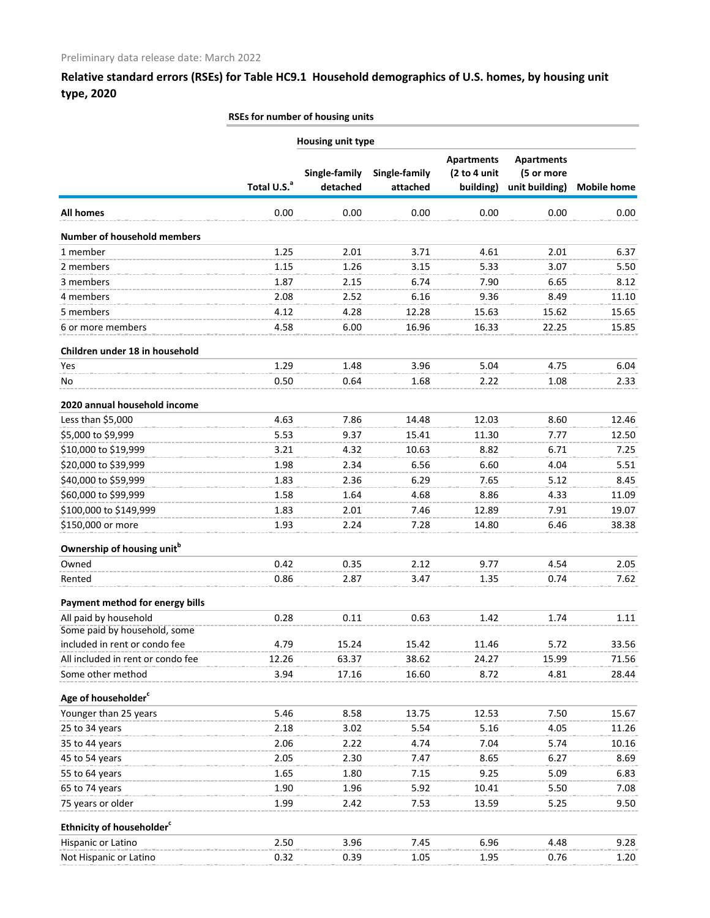Preliminary data release date: March 2022

## Relative standard errors (RSEs) for Table HC9.1 Household demographics of U.S. homes, by housing unit type, 2020

| | RSEs for number of housing units | | | | | |
|---|---|---|---|---|---|---|
| | | Housing unit type | | | | |
| | Total U.S.[a] | Single-family detached | Single-family attached | Apartments (2 to 4 unit building) | Apartments (5 or more unit building) | Mobile home |
| **All homes** | 0.00 | 0.00 | 0.00 | 0.00 | 0.00 | 0.00 |
| **Number of household members** | | | | | | |
| 1 member | 1.25 | 2.01 | 3.71 | 4.61 | 2.01 | 6.37 |
| 2 members | 1.15 | 1.26 | 3.15 | 5.33 | 3.07 | 5.50 |
| 3 members | 1.87 | 2.15 | 6.74 | 7.90 | 6.65 | 8.12 |
| 4 members | 2.08 | 2.52 | 6.16 | 9.36 | 8.49 | 11.10 |
| 5 members | 4.12 | 4.28 | 12.28 | 15.63 | 15.62 | 15.65 |
| 6 or more members | 4.58 | 6.00 | 16.96 | 16.33 | 22.25 | 15.85 |
| **Children under 18 in household** | | | | | | |
| Yes | 1.29 | 1.48 | 3.96 | 5.04 | 4.75 | 6.04 |
| No | 0.50 | 0.64 | 1.68 | 2.22 | 1.08 | 2.33 |
| **2020 annual household income** | | | | | | |
| Less than $5,000 | 4.63 | 7.86 | 14.48 | 12.03 | 8.60 | 12.46 |
| $5,000 to $9,999 | 5.53 | 9.37 | 15.41 | 11.30 | 7.77 | 12.50 |
| $10,000 to $19,999 | 3.21 | 4.32 | 10.63 | 8.82 | 6.71 | 7.25 |
| $20,000 to $39,999 | 1.98 | 2.34 | 6.56 | 6.60 | 4.04 | 5.51 |
| $40,000 to $59,999 | 1.83 | 2.36 | 6.29 | 7.65 | 5.12 | 8.45 |
| $60,000 to $99,999 | 1.58 | 1.64 | 4.68 | 8.86 | 4.33 | 11.09 |
| $100,000 to $149,999 | 1.83 | 2.01 | 7.46 | 12.89 | 7.91 | 19.07 |
| $150,000 or more | 1.93 | 2.24 | 7.28 | 14.80 | 6.46 | 38.38 |
| **Ownership of housing unit[b]** | | | | | | |
| Owned | 0.42 | 0.35 | 2.12 | 9.77 | 4.54 | 2.05 |
| Rented | 0.86 | 2.87 | 3.47 | 1.35 | 0.74 | 7.62 |
| **Payment method for energy bills** | | | | | | |
| All paid by household | 0.28 | 0.11 | 0.63 | 1.42 | 1.74 | 1.11 |
| Some paid by household, some included in rent or condo fee | 4.79 | 15.24 | 15.42 | 11.46 | 5.72 | 33.56 |
| All included in rent or condo fee | 12.26 | 63.37 | 38.62 | 24.27 | 15.99 | 71.56 |
| Some other method | 3.94 | 17.16 | 16.60 | 8.72 | 4.81 | 28.44 |
| **Age of householder[c]** | | | | | | |
| Younger than 25 years | 5.46 | 8.58 | 13.75 | 12.53 | 7.50 | 15.67 |
| 25 to 34 years | 2.18 | 3.02 | 5.54 | 5.16 | 4.05 | 11.26 |
| 35 to 44 years | 2.06 | 2.22 | 4.74 | 7.04 | 5.74 | 10.16 |
| 45 to 54 years | 2.05 | 2.30 | 7.47 | 8.65 | 6.27 | 8.69 |
| 55 to 64 years | 1.65 | 1.80 | 7.15 | 9.25 | 5.09 | 6.83 |
| 65 to 74 years | 1.90 | 1.96 | 5.92 | 10.41 | 5.50 | 7.08 |
| 75 years or older | 1.99 | 2.42 | 7.53 | 13.59 | 5.25 | 9.50 |
| **Ethnicity of householder[c]** | | | | | | |
| Hispanic or Latino | 2.50 | 3.96 | 7.45 | 6.96 | 4.48 | 9.28 |
| Not Hispanic or Latino | 0.32 | 0.39 | 1.05 | 1.95 | 0.76 | 1.20 |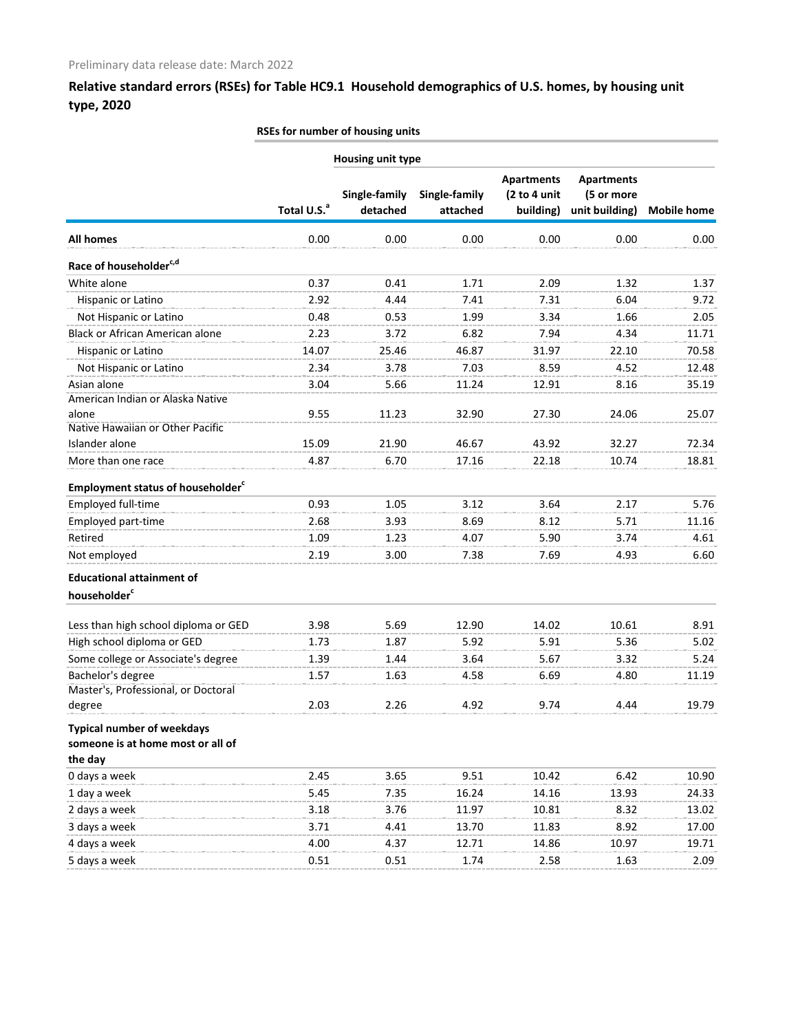Preliminary data release date: March 2022

## Relative standard errors (RSEs) for Table HC9.1 Household demographics of U.S. homes, by housing unit type, 2020

| | RSEs for number of housing units | | | | | |
|---|---|---|---|---|---|---|
| | | Housing unit type | | | | |
| | Total U.S.[a] | Single-family detached | Single-family attached | Apartments (2 to 4 unit building) | Apartments (5 or more unit building) | Mobile home |
| **All homes** | 0.00 | 0.00 | 0.00 | 0.00 | 0.00 | 0.00 |
| **Race of householder[c,d]** | | | | | | |
| White alone | 0.37 | 0.41 | 1.71 | 2.09 | 1.32 | 1.37 |
| Hispanic or Latino | 2.92 | 4.44 | 7.41 | 7.31 | 6.04 | 9.72 |
| Not Hispanic or Latino | 0.48 | 0.53 | 1.99 | 3.34 | 1.66 | 2.05 |
| Black or African American alone | 2.23 | 3.72 | 6.82 | 7.94 | 4.34 | 11.71 |
| Hispanic or Latino | 14.07 | 25.46 | 46.87 | 31.97 | 22.10 | 70.58 |
| Not Hispanic or Latino | 2.34 | 3.78 | 7.03 | 8.59 | 4.52 | 12.48 |
| Asian alone | 3.04 | 5.66 | 11.24 | 12.91 | 8.16 | 35.19 |
| American Indian or Alaska Native alone | 9.55 | 11.23 | 32.90 | 27.30 | 24.06 | 25.07 |
| Native Hawaiian or Other Pacific Islander alone | 15.09 | 21.90 | 46.67 | 43.92 | 32.27 | 72.34 |
| More than one race | 4.87 | 6.70 | 17.16 | 22.18 | 10.74 | 18.81 |
| **Employment status of householder[c]** | | | | | | |
| Employed full-time | 0.93 | 1.05 | 3.12 | 3.64 | 2.17 | 5.76 |
| Employed part-time | 2.68 | 3.93 | 8.69 | 8.12 | 5.71 | 11.16 |
| Retired | 1.09 | 1.23 | 4.07 | 5.90 | 3.74 | 4.61 |
| Not employed | 2.19 | 3.00 | 7.38 | 7.69 | 4.93 | 6.60 |
| **Educational attainment of householder[c]** | | | | | | |
| Less than high school diploma or GED | 3.98 | 5.69 | 12.90 | 14.02 | 10.61 | 8.91 |
| High school diploma or GED | 1.73 | 1.87 | 5.92 | 5.91 | 5.36 | 5.02 |
| Some college or Associate's degree | 1.39 | 1.44 | 3.64 | 5.67 | 3.32 | 5.24 |
| Bachelor's degree | 1.57 | 1.63 | 4.58 | 6.69 | 4.80 | 11.19 |
| Master's, Professional, or Doctoral degree | 2.03 | 2.26 | 4.92 | 9.74 | 4.44 | 19.79 |
| **Typical number of weekdays someone is at home most or all of the day** | | | | | | |
| 0 days a week | 2.45 | 3.65 | 9.51 | 10.42 | 6.42 | 10.90 |
| 1 day a week | 5.45 | 7.35 | 16.24 | 14.16 | 13.93 | 24.33 |
| 2 days a week | 3.18 | 3.76 | 11.97 | 10.81 | 8.32 | 13.02 |
| 3 days a week | 3.71 | 4.41 | 13.70 | 11.83 | 8.92 | 17.00 |
| 4 days a week | 4.00 | 4.37 | 12.71 | 14.86 | 10.97 | 19.71 |
| 5 days a week | 0.51 | 0.51 | 1.74 | 2.58 | 1.63 | 2.09 |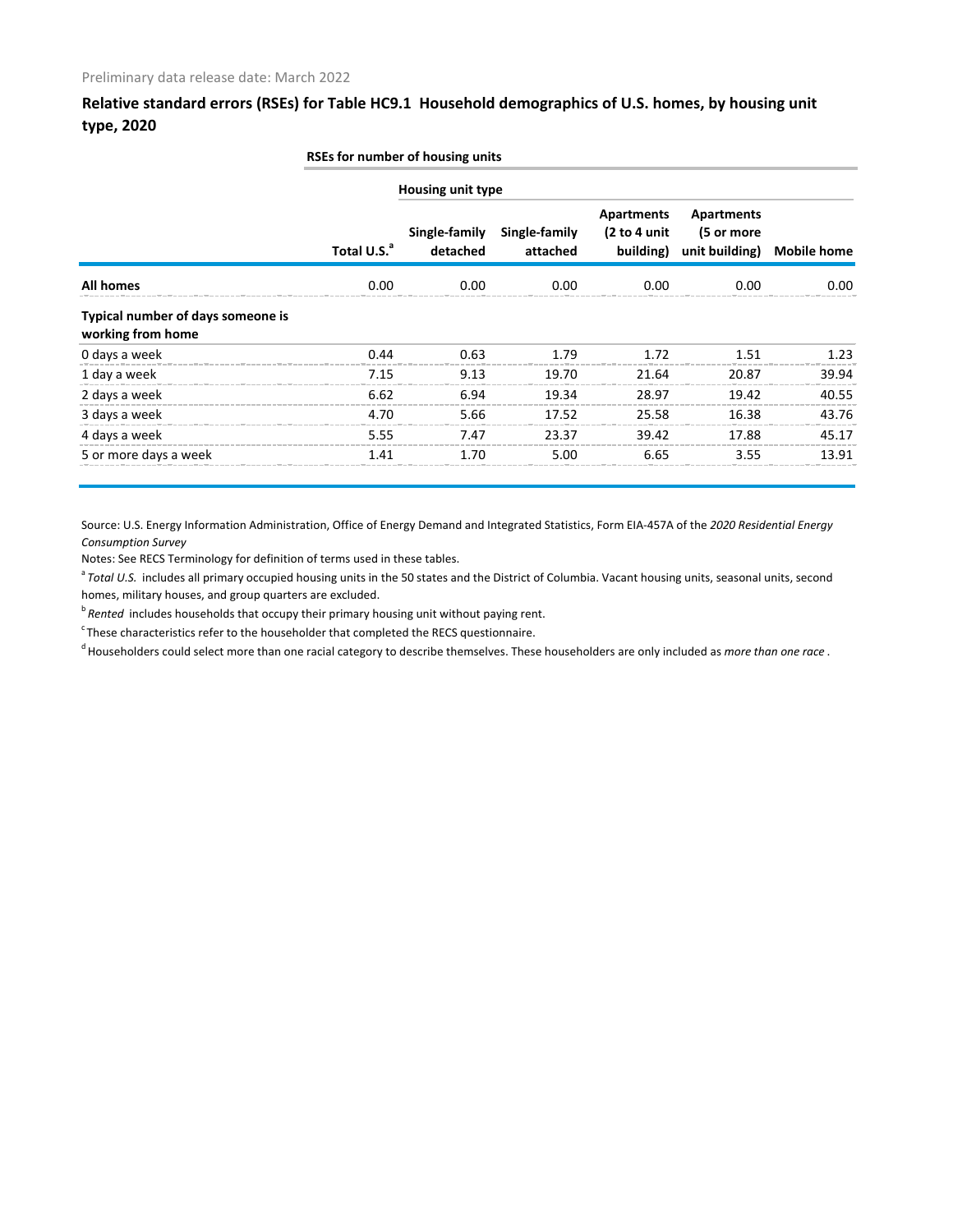Preliminary data release date: March 2022

## Relative standard errors (RSEs) for Table HC9.1 Household demographics of U.S. homes, by housing unit type, 2020

| | RSEs for number of housing units | | | | | |
|---|---|---|---|---|---|---|
| | | Housing unit type | | | | |
| | Total U.S.[a] | Single-family detached | Single-family attached | Apartments (2 to 4 unit building) | Apartments (5 or more unit building) | Mobile home |
| **All homes** | 0.00 | 0.00 | 0.00 | 0.00 | 0.00 | 0.00 |
| **Typical number of days someone is working from home** | | | | | | |
| 0 days a week | 0.44 | 0.63 | 1.79 | 1.72 | 1.51 | 1.23 |
| 1 day a week | 7.15 | 9.13 | 19.70 | 21.64 | 20.87 | 39.94 |
| 2 days a week | 6.62 | 6.94 | 19.34 | 28.97 | 19.42 | 40.55 |
| 3 days a week | 4.70 | 5.66 | 17.52 | 25.58 | 16.38 | 43.76 |
| 4 days a week | 5.55 | 7.47 | 23.37 | 39.42 | 17.88 | 45.17 |
| 5 or more days a week | 1.41 | 1.70 | 5.00 | 6.65 | 3.55 | 13.91 |

Source: U.S. Energy Information Administration, Office of Energy Demand and Integrated Statistics, Form EIA-457A of the *2020 Residential Energy Consumption Survey*

Notes: See RECS Terminology for definition of terms used in these tables.

[a] *Total U.S.* includes all primary occupied housing units in the 50 states and the District of Columbia. Vacant housing units, seasonal units, second homes, military houses, and group quarters are excluded.

[b] *Rented* includes households that occupy their primary housing unit without paying rent.

[c] These characteristics refer to the householder that completed the RECS questionnaire.

[d] Householders could select more than one racial category to describe themselves. These householders are only included as *more than one race* .